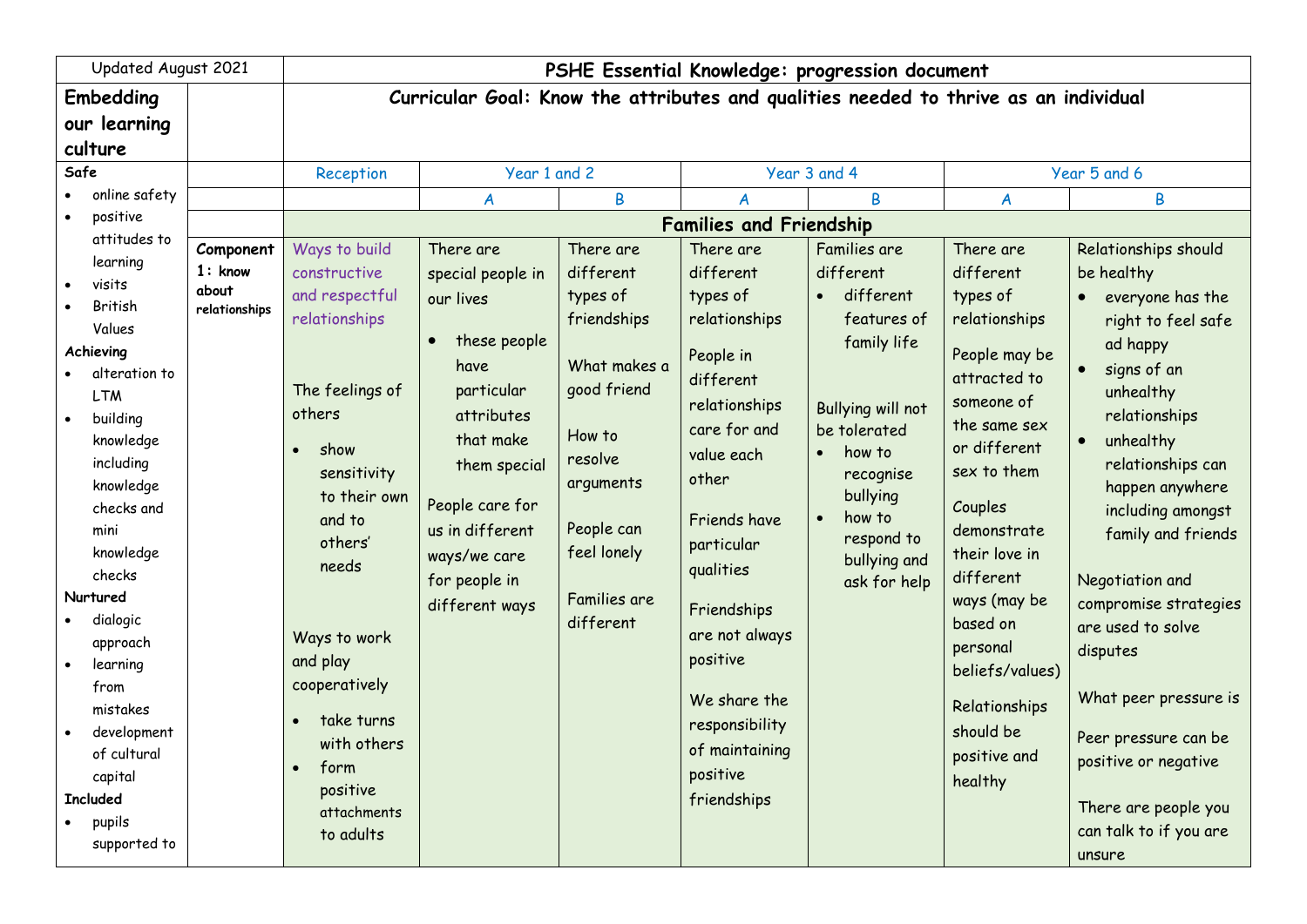| Updated August 2021 | | PSHE Essential Knowledge: progression document | | | | | | |
|---|---|---|---|---|---|---|---|---|
| **Embedding our learning culture** | | **Curricular Goal: Know the attributes and qualities needed to thrive as an individual** | | | | | | |
| **Safe**<br>• online safety<br>• positive attitudes to learning<br>• visits<br>• British Values<br>**Achieving**<br>• alteration to LTM<br>• building knowledge including knowledge checks and mini knowledge checks<br>**Nurtured**<br>• dialogic approach<br>• learning from mistakes<br>• development of cultural capital<br>**Included**<br>• pupils supported to | | Reception | Year 1 and 2 | | Year 3 and 4 | | Year 5 and 6 | |
| | | | A | B | A | B | A | B |
| | | **Families and Friendship** | | | | | | |
| | **Component 1: know about relationships** | Ways to build constructive and respectful relationships<br><br>The feelings of others<br>• show sensitivity to their own and to others' needs<br><br>Ways to work and play cooperatively<br>• take turns with others<br>• form positive attachments to adults | There are special people in our lives<br>• these people have particular attributes that make them special<br><br>People care for us in different ways/we care for people in different ways | There are different types of friendships<br><br>What makes a good friend<br><br>How to resolve arguments<br><br>People can feel lonely<br><br>Families are different | There are different types of relationships<br><br>People in different relationships care for and value each other<br><br>Friends have particular qualities<br><br>Friendships are not always positive<br><br>We share the responsibility of maintaining positive friendships | Families are different<br>• different features of family life<br><br>Bullying will not be tolerated<br>• how to recognise bullying<br>• how to respond to bullying and ask for help | There are different types of relationships<br><br>People may be attracted to someone of the same sex or different sex to them<br><br>Couples demonstrate their love in different ways (may be based on personal beliefs/values)<br><br>Relationships should be positive and healthy | Relationships should be healthy<br>• everyone has the right to feel safe ad happy<br>• signs of an unhealthy relationships<br>• unhealthy relationships can happen anywhere including amongst family and friends<br><br>Negotiation and compromise strategies are used to solve disputes<br><br>What peer pressure is<br><br>Peer pressure can be positive or negative<br><br>There are people you can talk to if you are unsure |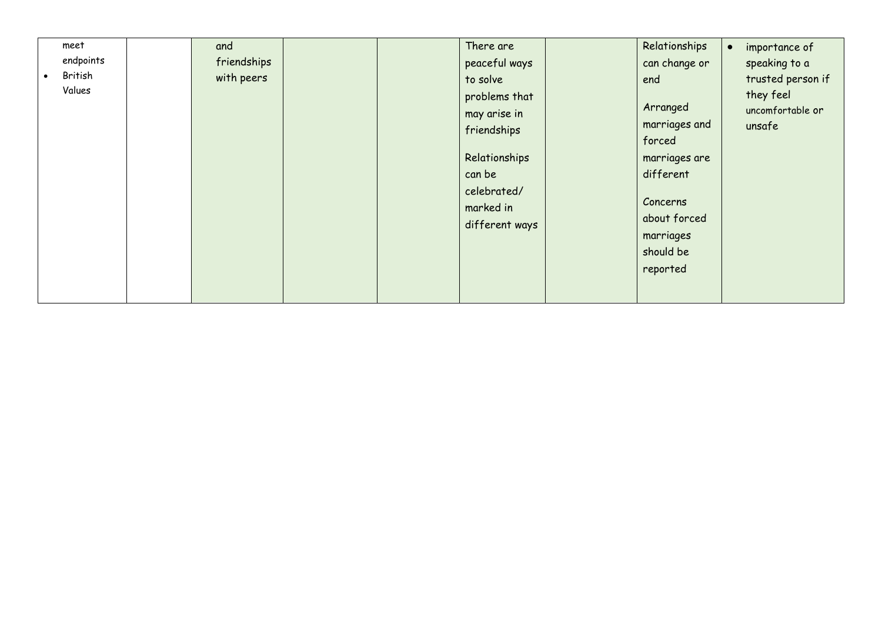| | | | | | | | | |
|---|---|---|---|---|---|---|---|---|
| meet endpoints<br>• British Values | | and friendships with peers | | | There are peaceful ways to solve problems that may arise in friendships<br><br>Relationships can be celebrated/ marked in different ways | | Relationships can change or end<br><br>Arranged marriages and forced marriages are different<br><br>Concerns about forced marriages should be reported | • importance of speaking to a trusted person if they feel uncomfortable or unsafe |